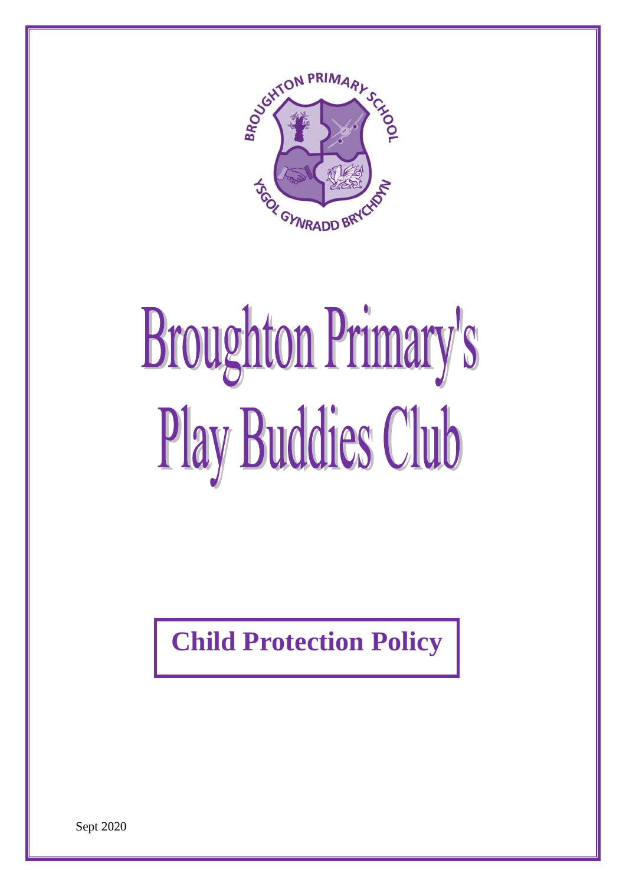# Broughton Primary's Play Buddies Club

## Child Protection Policy

Sept 2020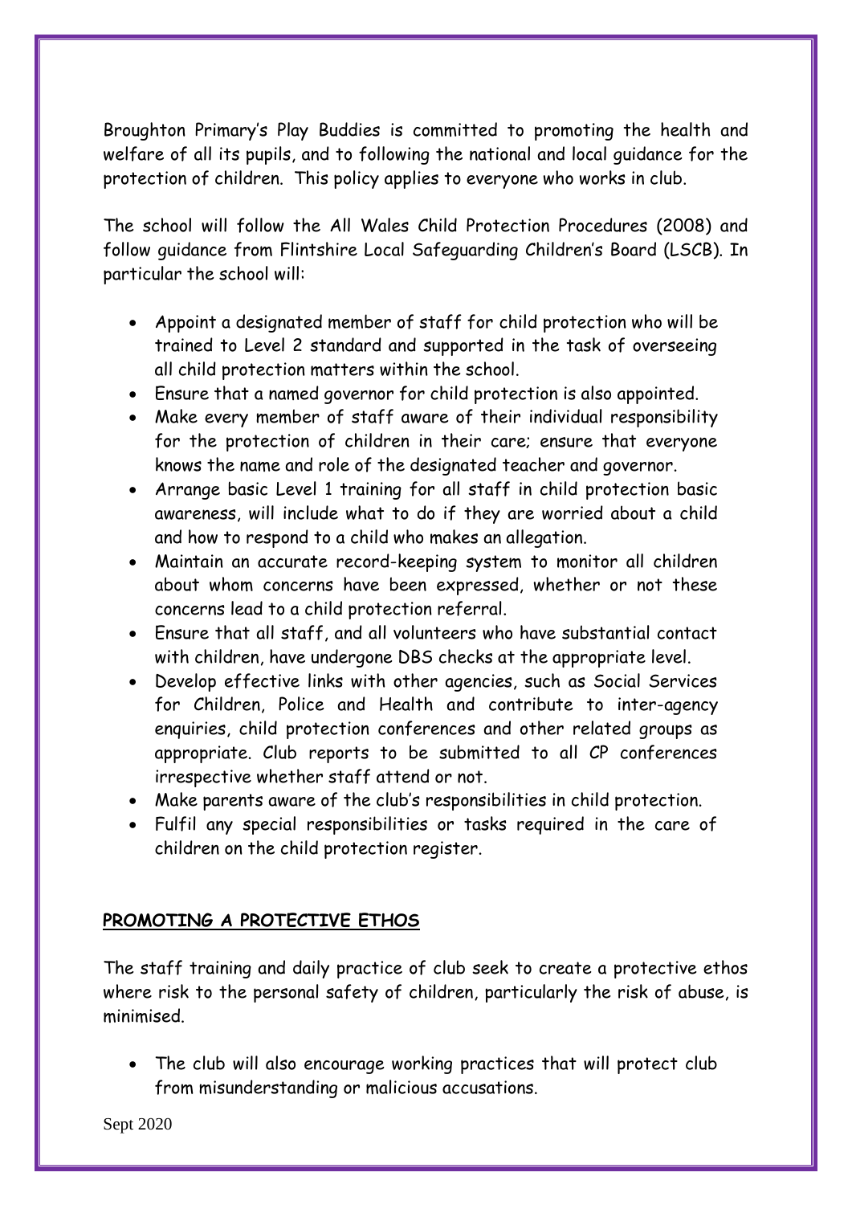Broughton Primary's Play Buddies is committed to promoting the health and welfare of all its pupils, and to following the national and local guidance for the protection of children. This policy applies to everyone who works in club.

The school will follow the All Wales Child Protection Procedures (2008) and follow guidance from Flintshire Local Safeguarding Children's Board (LSCB). In particular the school will:

- Appoint a designated member of staff for child protection who will be trained to Level 2 standard and supported in the task of overseeing all child protection matters within the school.
- Ensure that a named governor for child protection is also appointed.
- Make every member of staff aware of their individual responsibility for the protection of children in their care; ensure that everyone knows the name and role of the designated teacher and governor.
- Arrange basic Level 1 training for all staff in child protection basic awareness, will include what to do if they are worried about a child and how to respond to a child who makes an allegation.
- Maintain an accurate record-keeping system to monitor all children about whom concerns have been expressed, whether or not these concerns lead to a child protection referral.
- Ensure that all staff, and all volunteers who have substantial contact with children, have undergone DBS checks at the appropriate level.
- Develop effective links with other agencies, such as Social Services for Children, Police and Health and contribute to inter-agency enquiries, child protection conferences and other related groups as appropriate. Club reports to be submitted to all CP conferences irrespective whether staff attend or not.
- Make parents aware of the club's responsibilities in child protection.
- Fulfil any special responsibilities or tasks required in the care of children on the child protection register.

## PROMOTING A PROTECTIVE ETHOS

The staff training and daily practice of club seek to create a protective ethos where risk to the personal safety of children, particularly the risk of abuse, is minimised.

- The club will also encourage working practices that will protect club from misunderstanding or malicious accusations.

Sept 2020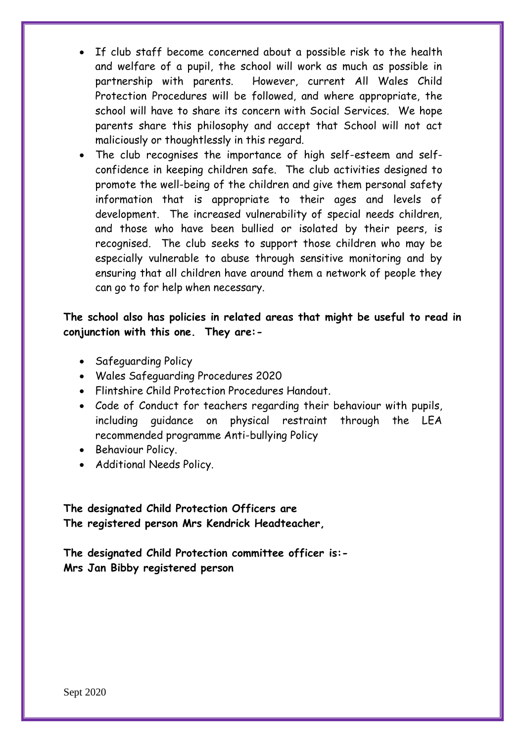- If club staff become concerned about a possible risk to the health and welfare of a pupil, the school will work as much as possible in partnership with parents. However, current All Wales Child Protection Procedures will be followed, and where appropriate, the school will have to share its concern with Social Services. We hope parents share this philosophy and accept that School will not act maliciously or thoughtlessly in this regard.
- The club recognises the importance of high self-esteem and self-confidence in keeping children safe. The club activities designed to promote the well-being of the children and give them personal safety information that is appropriate to their ages and levels of development. The increased vulnerability of special needs children, and those who have been bullied or isolated by their peers, is recognised. The club seeks to support those children who may be especially vulnerable to abuse through sensitive monitoring and by ensuring that all children have around them a network of people they can go to for help when necessary.

**The school also has policies in related areas that might be useful to read in conjunction with this one. They are:-**

- Safeguarding Policy
- Wales Safeguarding Procedures 2020
- Flintshire Child Protection Procedures Handout.
- Code of Conduct for teachers regarding their behaviour with pupils, including guidance on physical restraint through the LEA recommended programme Anti-bullying Policy
- Behaviour Policy.
- Additional Needs Policy.

**The designated Child Protection Officers are**
**The registered person Mrs Kendrick Headteacher,**

**The designated Child Protection committee officer is:-**
**Mrs Jan Bibby registered person**

Sept 2020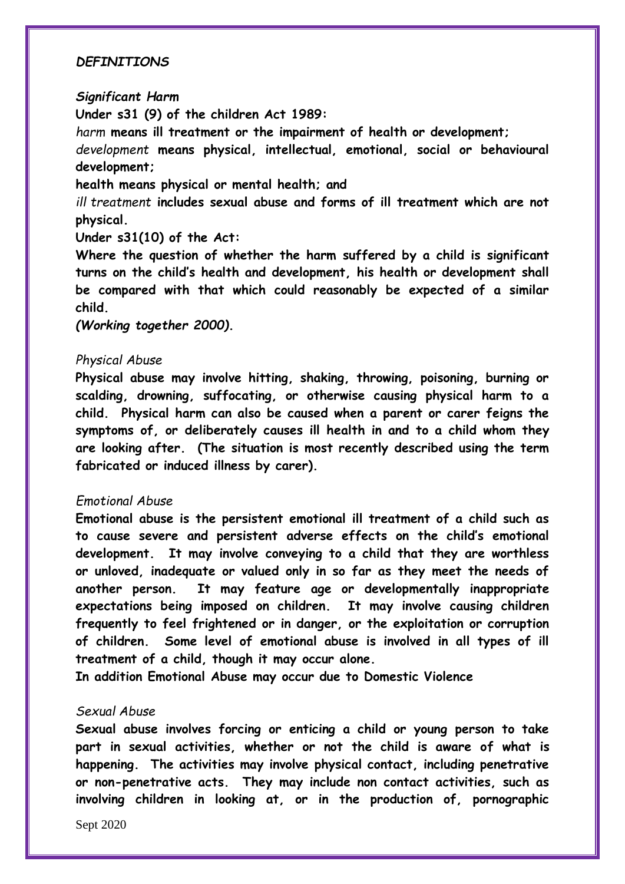## *DEFINITIONS*

### *Significant Harm*

**Under s31 (9) of the children Act 1989:**

*harm* **means ill treatment or the impairment of health or development;**

*development* **means physical, intellectual, emotional, social or behavioural development;**

**health means physical or mental health; and**

*ill treatment* **includes sexual abuse and forms of ill treatment which are not physical.**

**Under s31(10) of the Act:**

**Where the question of whether the harm suffered by a child is significant turns on the child's health and development, his health or development shall be compared with that which could reasonably be expected of a similar child.**

***(Working together 2000).***

### *Physical Abuse*

**Physical abuse may involve hitting, shaking, throwing, poisoning, burning or scalding, drowning, suffocating, or otherwise causing physical harm to a child. Physical harm can also be caused when a parent or carer feigns the symptoms of, or deliberately causes ill health in and to a child whom they are looking after. (The situation is most recently described using the term fabricated or induced illness by carer).**

### *Emotional Abuse*

**Emotional abuse is the persistent emotional ill treatment of a child such as to cause severe and persistent adverse effects on the child's emotional development. It may involve conveying to a child that they are worthless or unloved, inadequate or valued only in so far as they meet the needs of another person. It may feature age or developmentally inappropriate expectations being imposed on children. It may involve causing children frequently to feel frightened or in danger, or the exploitation or corruption of children. Some level of emotional abuse is involved in all types of ill treatment of a child, though it may occur alone.**

**In addition Emotional Abuse may occur due to Domestic Violence**

### *Sexual Abuse*

**Sexual abuse involves forcing or enticing a child or young person to take part in sexual activities, whether or not the child is aware of what is happening. The activities may involve physical contact, including penetrative or non-penetrative acts. They may include non contact activities, such as involving children in looking at, or in the production of, pornographic**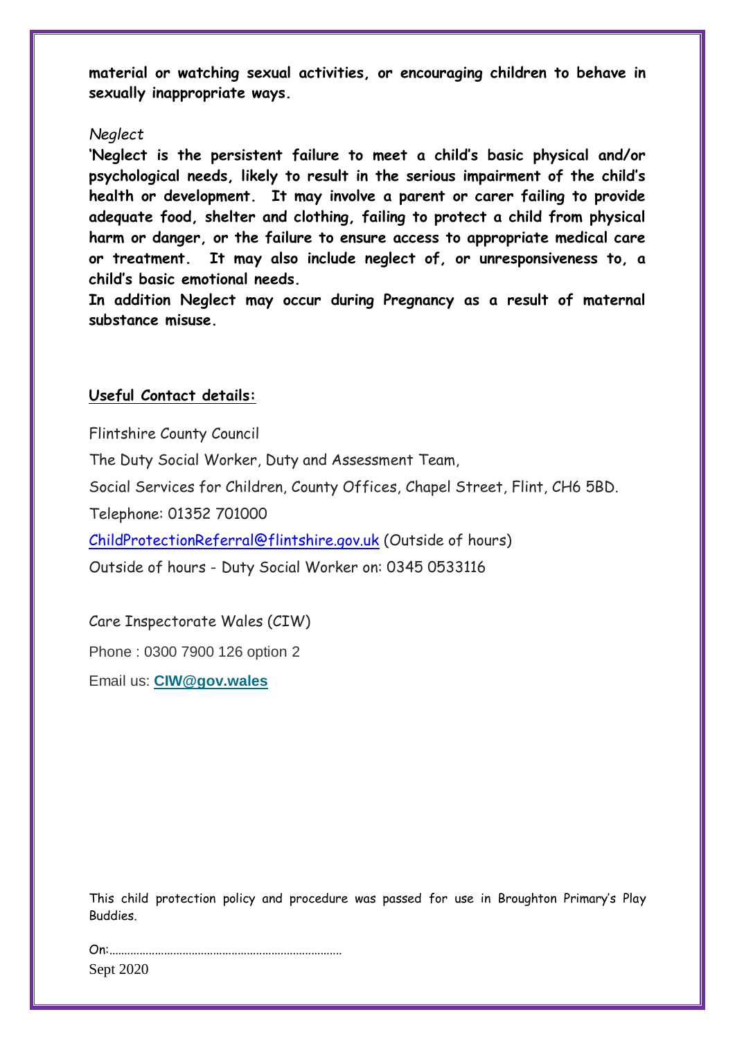**material or watching sexual activities, or encouraging children to behave in sexually inappropriate ways.**

*Neglect*

**'Neglect is the persistent failure to meet a child's basic physical and/or psychological needs, likely to result in the serious impairment of the child's health or development. It may involve a parent or carer failing to provide adequate food, shelter and clothing, failing to protect a child from physical harm or danger, or the failure to ensure access to appropriate medical care or treatment. It may also include neglect of, or unresponsiveness to, a child's basic emotional needs.**

**In addition Neglect may occur during Pregnancy as a result of maternal substance misuse.**

**Useful Contact details:**

Flintshire County Council

The Duty Social Worker, Duty and Assessment Team,

Social Services for Children, County Offices, Chapel Street, Flint, CH6 5BD.

Telephone: 01352 701000

ChildProtectionReferral@flintshire.gov.uk (Outside of hours)

Outside of hours - Duty Social Worker on: 0345 0533116

Care Inspectorate Wales (CIW)

Phone : 0300 7900 126 option 2

Email us: **CIW@gov.wales**

This child protection policy and procedure was passed for use in Broughton Primary's Play Buddies.

On:..........................................................................

Sept 2020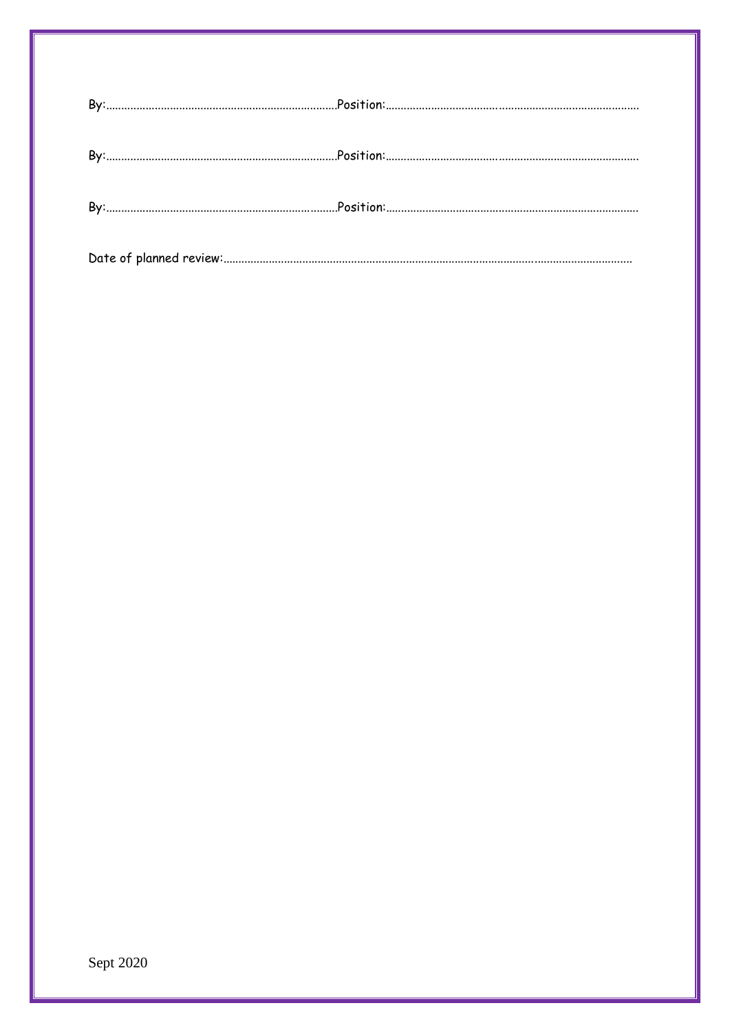By:………………………………………………………………Position:……………………………………………………………………………

By:………………………………………………………………Position:……………………………………………………………………………

By:………………………………………………………………Position:……………………………………………………………………………

Date of planned review:……………………………………………………………………………………………………………